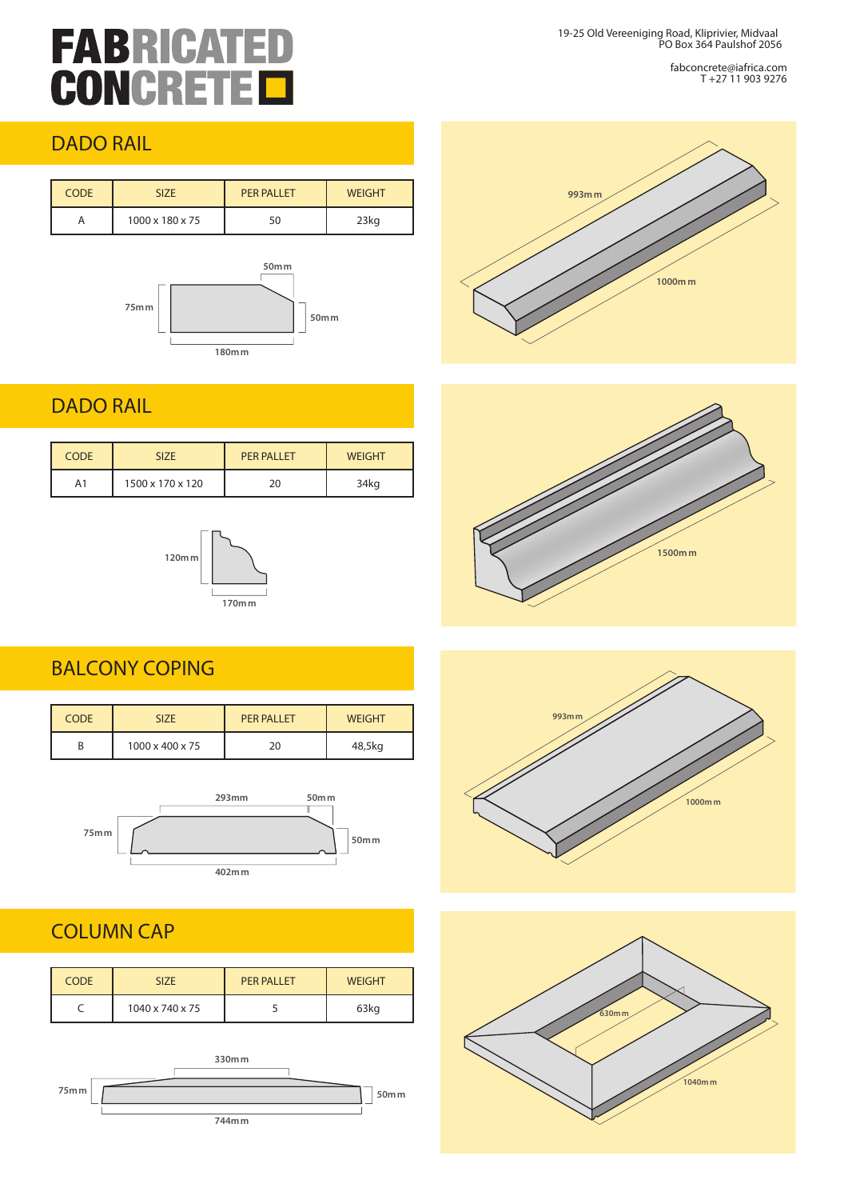# FABRICATED CONCRETE

19-25 Old Vereeniging Road, Kliprivier, Midvaal
PO Box 364 Paulshof 2056

fabconcrete@iafrica.com
T +27 11 903 9276

## DADO RAIL

| CODE | SIZE | PER PALLET | WEIGHT |
|---|---|---|---|
| A | 1000 x 180 x 75 | 50 | 23kg |

50mm, 75mm, 50mm, 180mm

993mm, 1000mm

## DADO RAIL

| CODE | SIZE | PER PALLET | WEIGHT |
|---|---|---|---|
| A1 | 1500 x 170 x 120 | 20 | 34kg |

120mm, 170mm

1500mm

## BALCONY COPING

| CODE | SIZE | PER PALLET | WEIGHT |
|---|---|---|---|
| B | 1000 x 400 x 75 | 20 | 48,5kg |

293mm, 50mm, 75mm, 50mm, 402mm

993mm, 1000mm

## COLUMN CAP

| CODE | SIZE | PER PALLET | WEIGHT |
|---|---|---|---|
| C | 1040 x 740 x 75 | 5 | 63kg |

330mm, 75mm, 50mm, 744mm

630mm, 1040mm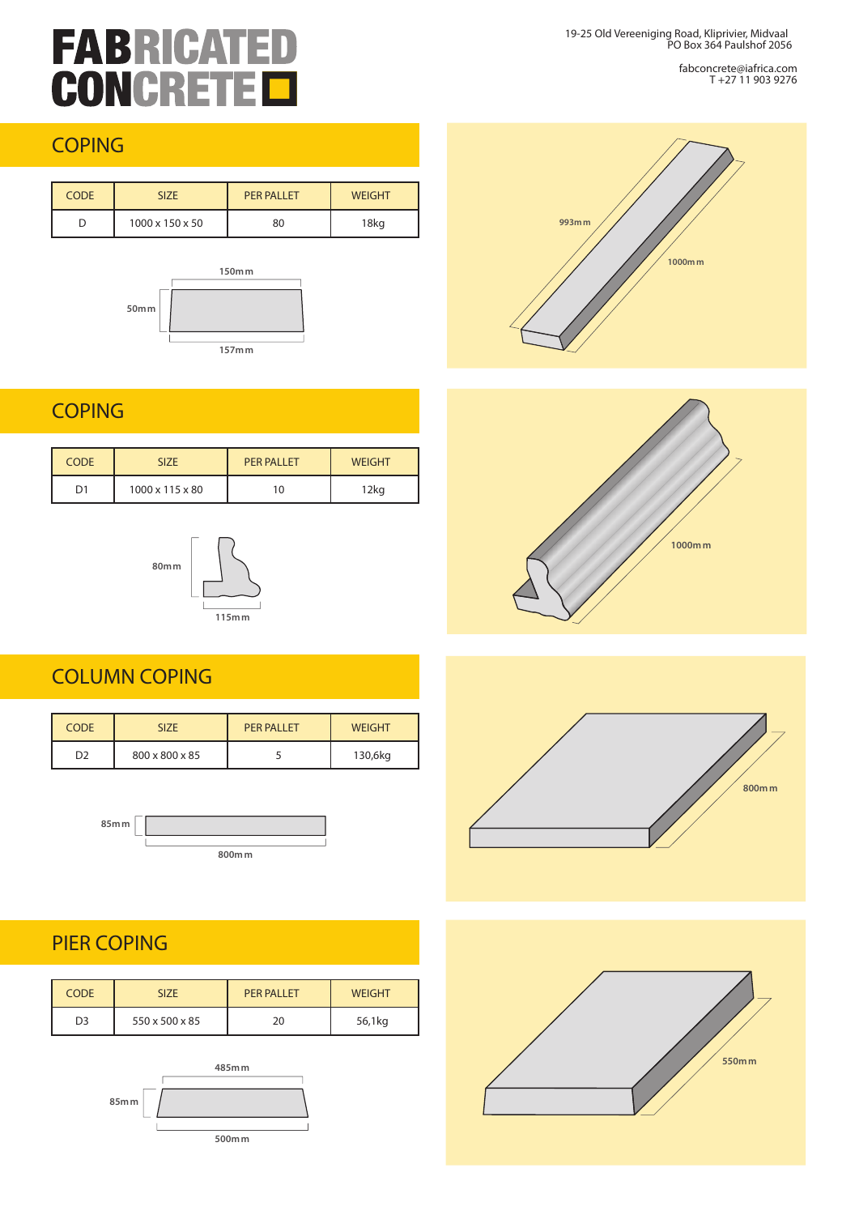# FABRICATED CONCRETE

19-25 Old Vereeniging Road, Kliprivier, Midvaal
PO Box 364 Paulshof 2056

fabconcrete@iafrica.com
T +27 11 903 9276

## COPING

| CODE | SIZE | PER PALLET | WEIGHT |
|---|---|---|---|
| D | 1000 x 150 x 50 | 80 | 18kg |

150mm
50mm
157mm

993mm
1000mm

## COPING

| CODE | SIZE | PER PALLET | WEIGHT |
|---|---|---|---|
| D1 | 1000 x 115 x 80 | 10 | 12kg |

80mm
115mm

1000mm

## COLUMN COPING

| CODE | SIZE | PER PALLET | WEIGHT |
|---|---|---|---|
| D2 | 800 x 800 x 85 | 5 | 130,6kg |

85mm
800mm

800mm

## PIER COPING

| CODE | SIZE | PER PALLET | WEIGHT |
|---|---|---|---|
| D3 | 550 x 500 x 85 | 20 | 56,1kg |

485mm
85mm
500mm

550mm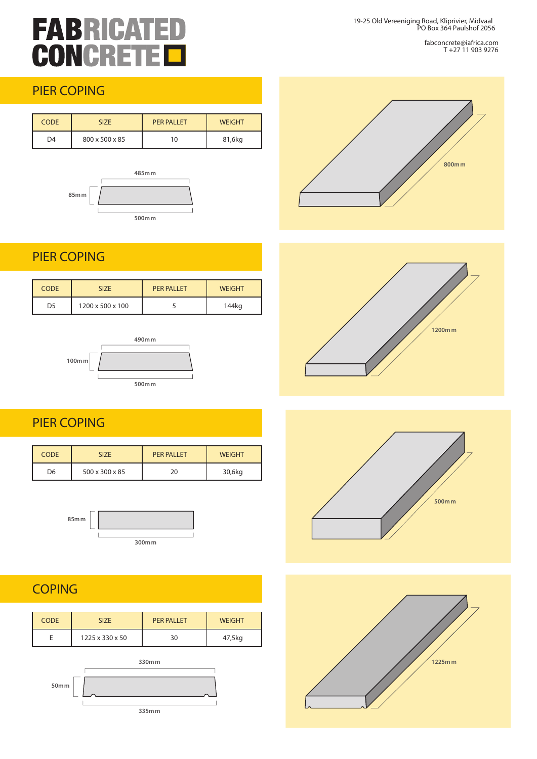# FABRICATED CONCRETE

19-25 Old Vereeniging Road, Kliprivier, Midvaal
PO Box 364 Paulshof 2056

fabconcrete@iafrica.com
T +27 11 903 9276

## PIER COPING

| CODE | SIZE | PER PALLET | WEIGHT |
|---|---|---|---|
| D4 | 800 x 500 x 85 | 10 | 81,6kg |

485mm

85mm

500mm

800mm

## PIER COPING

| CODE | SIZE | PER PALLET | WEIGHT |
|---|---|---|---|
| D5 | 1200 x 500 x 100 | 5 | 144kg |

490mm

100mm

500mm

1200mm

## PIER COPING

| CODE | SIZE | PER PALLET | WEIGHT |
|---|---|---|---|
| D6 | 500 x 300 x 85 | 20 | 30,6kg |

85mm

300mm

500mm

## COPING

| CODE | SIZE | PER PALLET | WEIGHT |
|---|---|---|---|
| E | 1225 x 330 x 50 | 30 | 47,5kg |

330mm

50mm

335mm

1225mm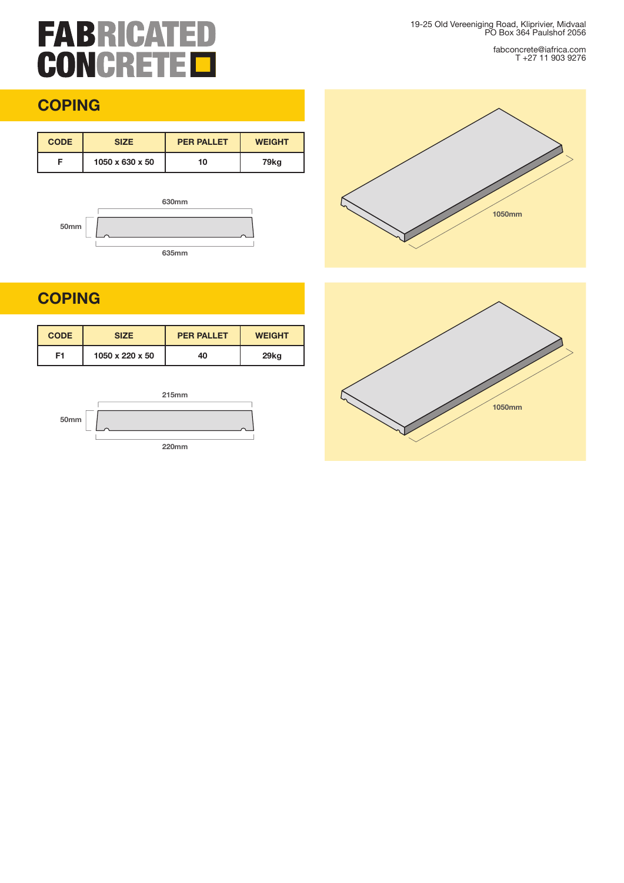# FABRICATED CONCRETE

19-25 Old Vereeniging Road, Kliprivier, Midvaal
PO Box 364 Paulshof 2056

fabconcrete@iafrica.com
T +27 11 903 9276

## COPING

| CODE | SIZE | PER PALLET | WEIGHT |
| --- | --- | --- | --- |
| F | 1050 x 630 x 50 | 10 | 79kg |

630mm
50mm
635mm

1050mm

## COPING

| CODE | SIZE | PER PALLET | WEIGHT |
| --- | --- | --- | --- |
| F1 | 1050 x 220 x 50 | 40 | 29kg |

215mm
50mm
220mm

1050mm